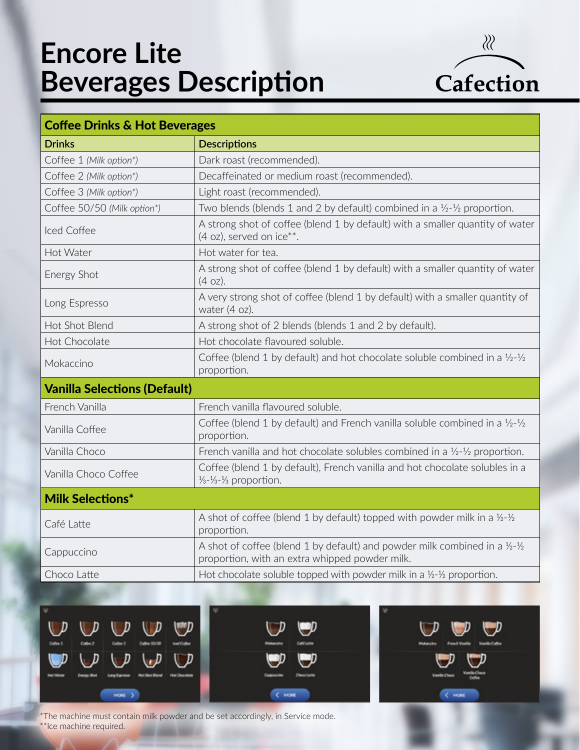# Encore Lite Beverages Description

Cafection

| Coffee Drinks & Hot Beverages | |
|---|---|
| **Drinks** | **Descriptions** |
| Coffee 1 *(Milk option*)* | Dark roast (recommended). |
| Coffee 2 *(Milk option*)* | Decaffeinated or medium roast (recommended). |
| Coffee 3 *(Milk option*)* | Light roast (recommended). |
| Coffee 50/50 *(Milk option*)* | Two blends (blends 1 and 2 by default) combined in a ½-½ proportion. |
| Iced Coffee | A strong shot of coffee (blend 1 by default) with a smaller quantity of water (4 oz), served on ice**. |
| Hot Water | Hot water for tea. |
| Energy Shot | A strong shot of coffee (blend 1 by default) with a smaller quantity of water (4 oz). |
| Long Espresso | A very strong shot of coffee (blend 1 by default) with a smaller quantity of water (4 oz). |
| Hot Shot Blend | A strong shot of 2 blends (blends 1 and 2 by default). |
| Hot Chocolate | Hot chocolate flavoured soluble. |
| Mokaccino | Coffee (blend 1 by default) and hot chocolate soluble combined in a ½-½ proportion. |
| **Vanilla Selections (Default)** | |
| French Vanilla | French vanilla flavoured soluble. |
| Vanilla Coffee | Coffee (blend 1 by default) and French vanilla soluble combined in a ½-½ proportion. |
| Vanilla Choco | French vanilla and hot chocolate solubles combined in a ½-½ proportion. |
| Vanilla Choco Coffee | Coffee (blend 1 by default), French vanilla and hot chocolate solubles in a ⅓-⅓-⅓ proportion. |
| **Milk Selections*** | |
| Café Latte | A shot of coffee (blend 1 by default) topped with powder milk in a ½-½ proportion. |
| Cappuccino | A shot of coffee (blend 1 by default) and powder milk combined in a ½-½ proportion, with an extra whipped powder milk. |
| Choco Latte | Hot chocolate soluble topped with powder milk in a ½-½ proportion. |

*The machine must contain milk powder and be set accordingly, in Service mode.
**Ice machine required.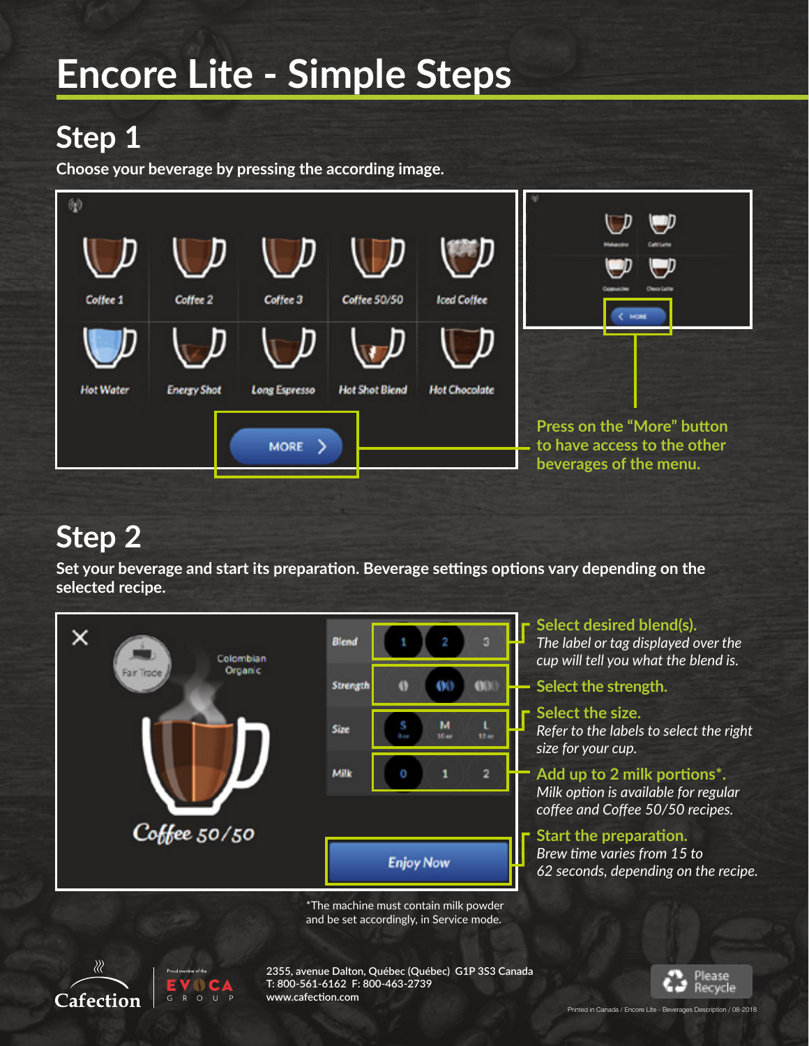# Encore Lite - Simple Steps

## Step 1

**Choose your beverage by pressing the according image.**

Coffee 1
Coffee 2
Coffee 3
Coffee 50/50
Iced Coffee
Hot Water
Energy Shot
Long Espresso
Hot Shot Blend
Hot Chocolate
MORE

Press on the "More" button to have access to the other beverages of the menu.

## Step 2

**Set your beverage and start its preparation. Beverage settings options vary depending on the selected recipe.**

Fair Trade
Colombian Organic
Coffee 50/50
Blend 1 2 3
Strength
Size S M L
Milk 0 1 2
Enjoy Now

**Select desired blend(s).**
*The label or tag displayed over the cup will tell you what the blend is.*

**Select the strength.**

**Select the size.**
*Refer to the labels to select the right size for your cup.*

**Add up to 2 milk portions*.**
*Milk option is available for regular coffee and Coffee 50/50 recipes.*

**Start the preparation.**
*Brew time varies from 15 to 62 seconds, depending on the recipe.*

*The machine must contain milk powder and be set accordingly, in Service mode.

Cafection | Proud member of the EVOCA GROUP

2355, avenue Dalton, Québec (Québec) G1P 3S3 Canada
T: 800-561-6162 F: 800-463-2739
www.cafection.com

Please Recycle

Printed in Canada / Encore Lite - Beverages Description / 08-2018